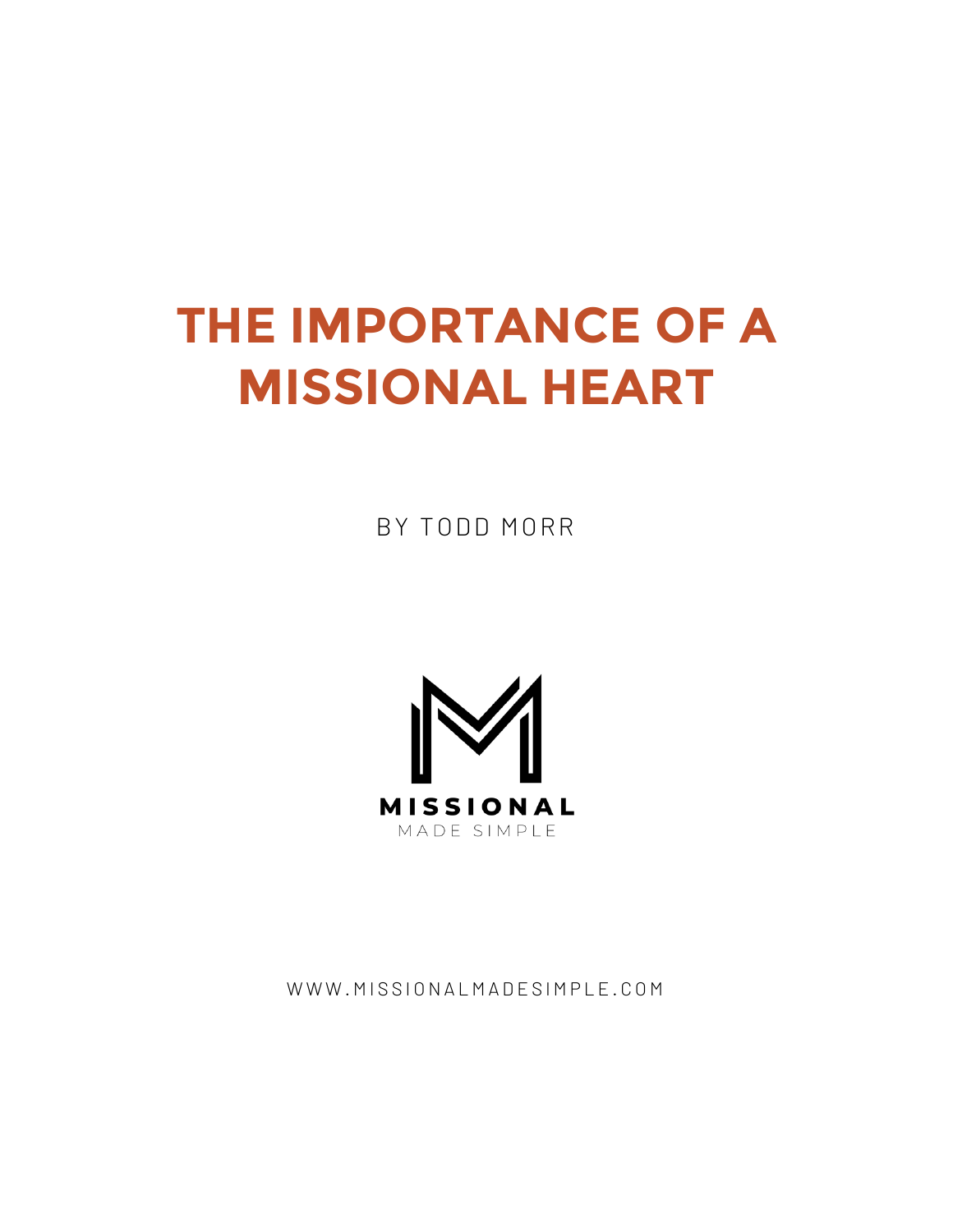# THE IMPORTANCE OF A MISSIONAL HEART

BY TODD MORR

MISSIONAL

MADE SIMPLE

WWW.MISSIONALMADESIMPLE.COM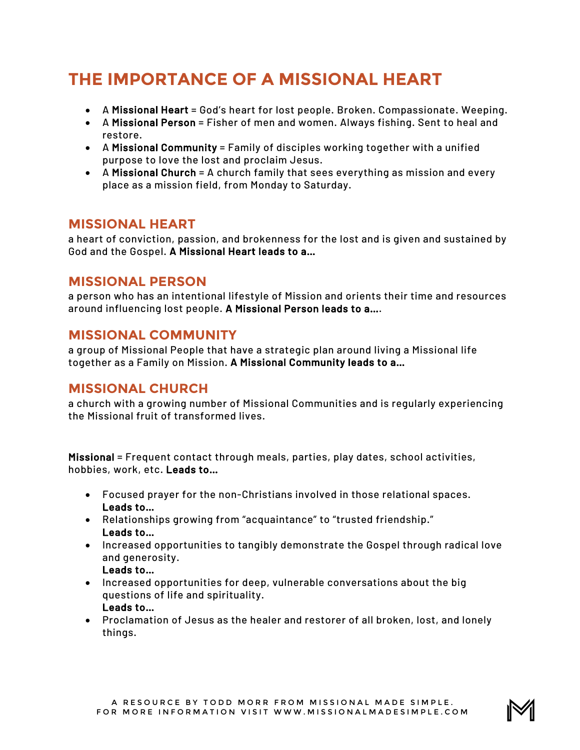# THE IMPORTANCE OF A MISSIONAL HEART

- A **Missional Heart** = God's heart for lost people. Broken. Compassionate. Weeping.
- A **Missional Person** = Fisher of men and women. Always fishing. Sent to heal and restore.
- A **Missional Community** = Family of disciples working together with a unified purpose to love the lost and proclaim Jesus.
- A **Missional Church** = A church family that sees everything as mission and every place as a mission field, from Monday to Saturday.

## MISSIONAL HEART

a heart of conviction, passion, and brokenness for the lost and is given and sustained by God and the Gospel. **A Missional Heart leads to a...**

## MISSIONAL PERSON

a person who has an intentional lifestyle of Mission and orients their time and resources around influencing lost people. **A Missional Person leads to a....**

## MISSIONAL COMMUNITY

a group of Missional People that have a strategic plan around living a Missional life together as a Family on Mission. **A Missional Community leads to a...**

## MISSIONAL CHURCH

a church with a growing number of Missional Communities and is regularly experiencing the Missional fruit of transformed lives.

**Missional** = Frequent contact through meals, parties, play dates, school activities, hobbies, work, etc. **Leads to...**

- Focused prayer for the non-Christians involved in those relational spaces.
  **Leads to...**
- Relationships growing from "acquaintance" to "trusted friendship."
  **Leads to...**
- Increased opportunities to tangibly demonstrate the Gospel through radical love and generosity.
  **Leads to...**
- Increased opportunities for deep, vulnerable conversations about the big questions of life and spirituality.
  **Leads to...**
- Proclamation of Jesus as the healer and restorer of all broken, lost, and lonely things.

A RESOURCE BY TODD MORR FROM MISSIONAL MADE SIMPLE.
FOR MORE INFORMATION VISIT WWW.MISSIONALMADESIMPLE.COM